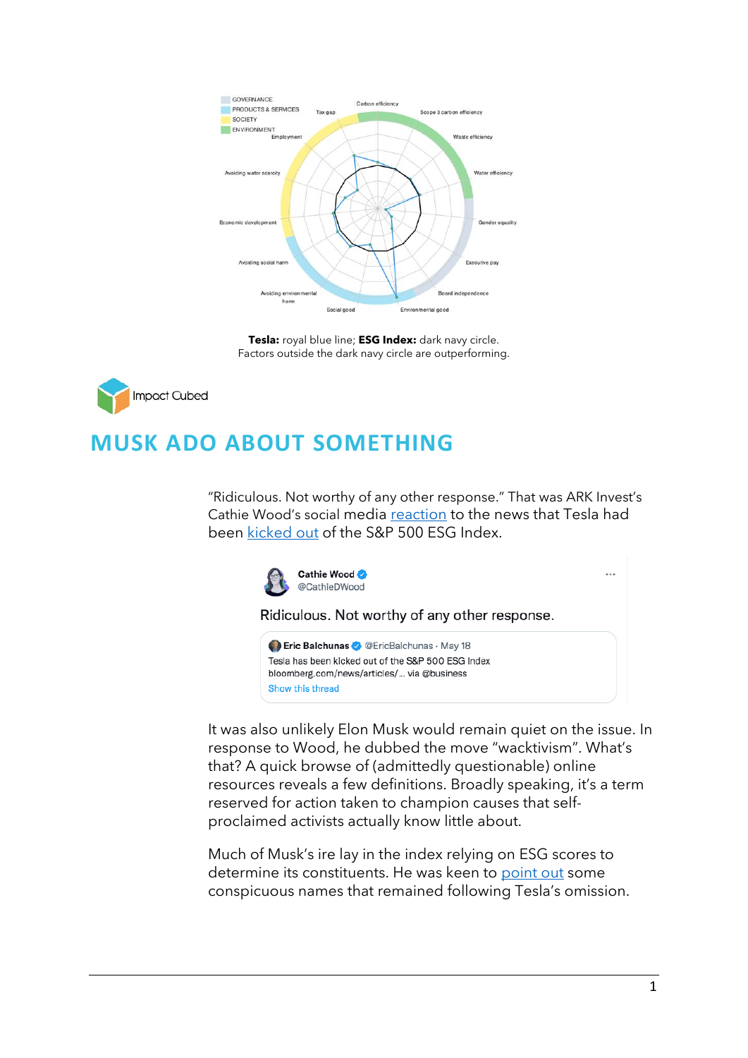Tesla: royal blue line; ESG Index: dark navy circle.
Factors outside the dark navy circle are outperforming.

Impact Cubed

# MUSK ADO ABOUT SOMETHING

"Ridiculous. Not worthy of any other response." That was ARK Invest's Cathie Wood's social media reaction to the news that Tesla had been kicked out of the S&P 500 ESG Index.

> **Cathie Wood** @CathieDWood
>
> Ridiculous. Not worthy of any other response.
>
> > **Eric Balchunas** @EricBalchunas · May 18
> > Tesla has been kicked out of the S&P 500 ESG Index
> > bloomberg.com/news/articles/... via @business
> > Show this thread

It was also unlikely Elon Musk would remain quiet on the issue. In response to Wood, he dubbed the move "wacktivism". What's that? A quick browse of (admittedly questionable) online resources reveals a few definitions. Broadly speaking, it's a term reserved for action taken to champion causes that self-proclaimed activists actually know little about.

Much of Musk's ire lay in the index relying on ESG scores to determine its constituents. He was keen to point out some conspicuous names that remained following Tesla's omission.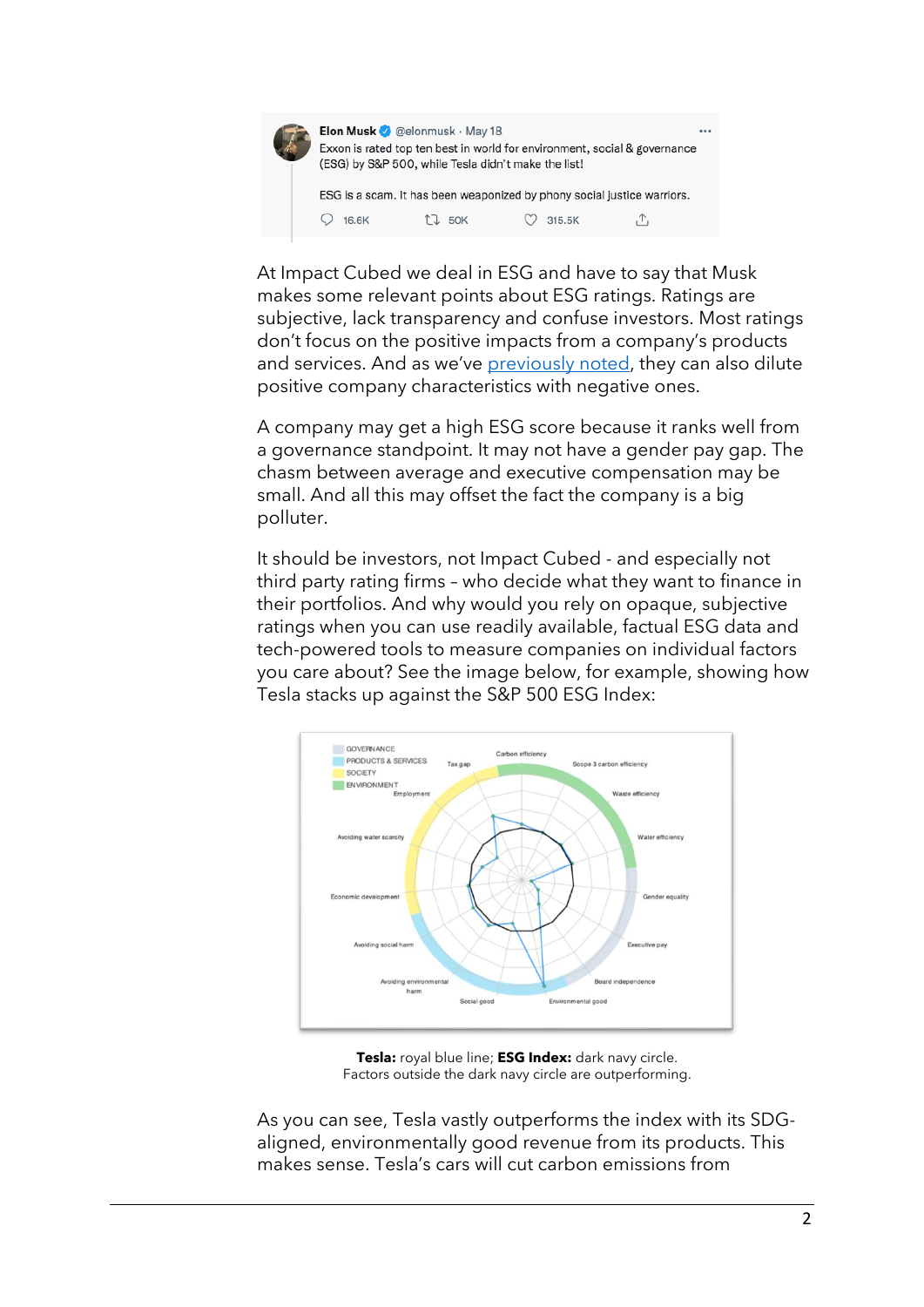> **Elon Musk** @elonmusk · May 18
>
> Exxon is rated top ten best in world for environment, social & governance (ESG) by S&P 500, while Tesla didn't make the list!
>
> ESG is a scam. It has been weaponized by phony social justice warriors.
>
> 16.6K 50K 315.5K

At Impact Cubed we deal in ESG and have to say that Musk makes some relevant points about ESG ratings. Ratings are subjective, lack transparency and confuse investors. Most ratings don't focus on the positive impacts from a company's products and services. And as we've [previously noted](), they can also dilute positive company characteristics with negative ones.

A company may get a high ESG score because it ranks well from a governance standpoint. It may not have a gender pay gap. The chasm between average and executive compensation may be small. And all this may offset the fact the company is a big polluter.

It should be investors, not Impact Cubed - and especially not third party rating firms – who decide what they want to finance in their portfolios. And why would you rely on opaque, subjective ratings when you can use readily available, factual ESG data and tech-powered tools to measure companies on individual factors you care about? See the image below, for example, showing how Tesla stacks up against the S&P 500 ESG Index:

**Tesla:** royal blue line; **ESG Index:** dark navy circle.
Factors outside the dark navy circle are outperforming.

As you can see, Tesla vastly outperforms the index with its SDG-aligned, environmentally good revenue from its products. This makes sense. Tesla's cars will cut carbon emissions from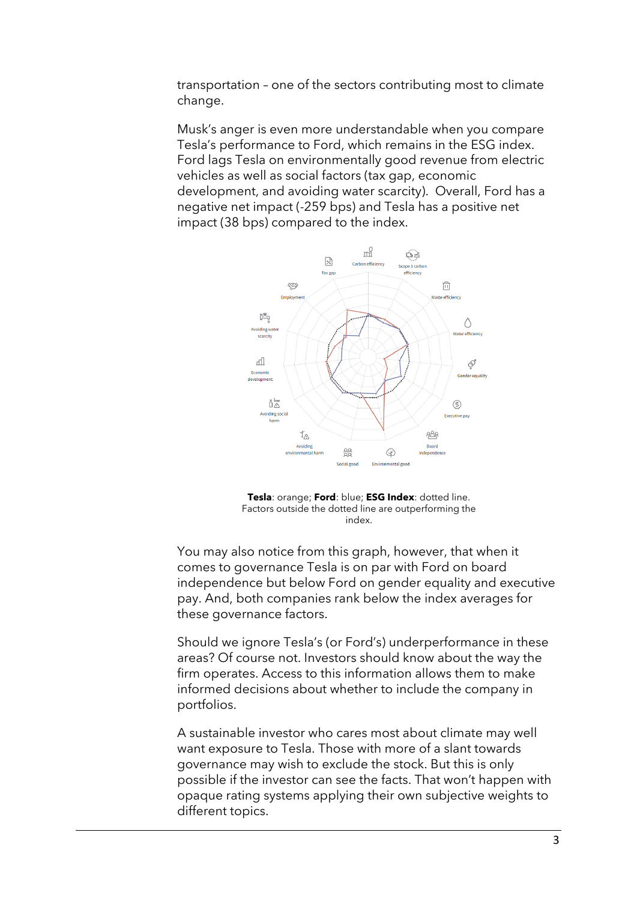transportation – one of the sectors contributing most to climate change.

Musk's anger is even more understandable when you compare Tesla's performance to Ford, which remains in the ESG index. Ford lags Tesla on environmentally good revenue from electric vehicles as well as social factors (tax gap, economic development, and avoiding water scarcity). Overall, Ford has a negative net impact (-259 bps) and Tesla has a positive net impact (38 bps) compared to the index.

**Tesla**: orange; **Ford**: blue; **ESG Index**: dotted line. Factors outside the dotted line are outperforming the index.

You may also notice from this graph, however, that when it comes to governance Tesla is on par with Ford on board independence but below Ford on gender equality and executive pay. And, both companies rank below the index averages for these governance factors.

Should we ignore Tesla's (or Ford's) underperformance in these areas? Of course not. Investors should know about the way the firm operates. Access to this information allows them to make informed decisions about whether to include the company in portfolios.

A sustainable investor who cares most about climate may well want exposure to Tesla. Those with more of a slant towards governance may wish to exclude the stock. But this is only possible if the investor can see the facts. That won't happen with opaque rating systems applying their own subjective weights to different topics.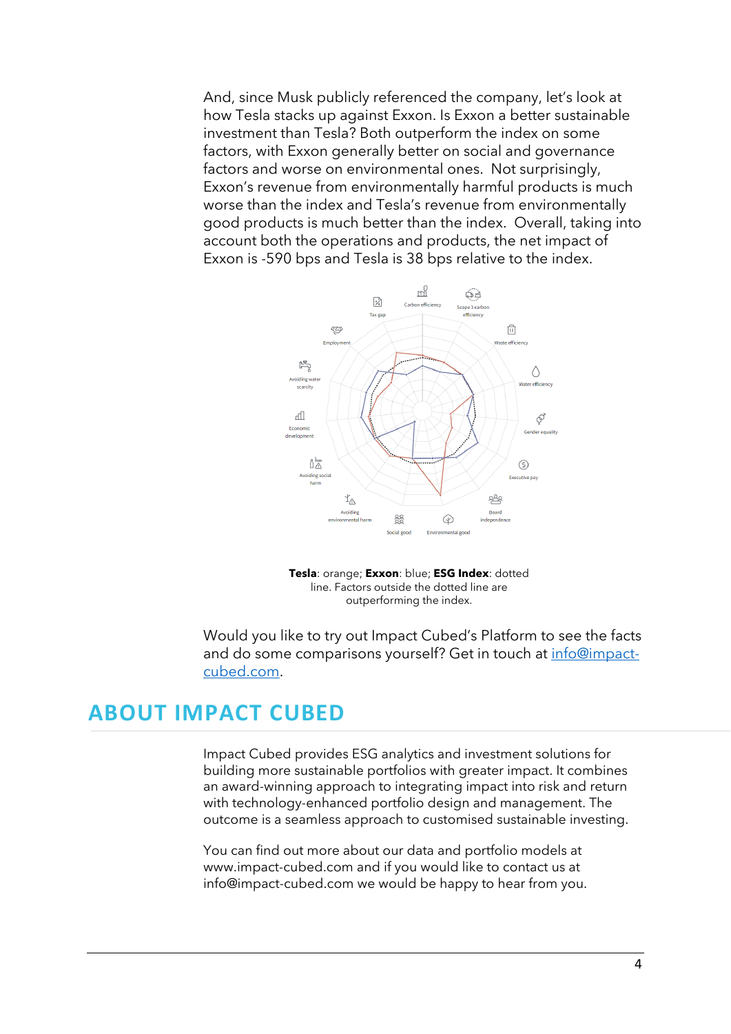And, since Musk publicly referenced the company, let's look at how Tesla stacks up against Exxon. Is Exxon a better sustainable investment than Tesla? Both outperform the index on some factors, with Exxon generally better on social and governance factors and worse on environmental ones. Not surprisingly, Exxon's revenue from environmentally harmful products is much worse than the index and Tesla's revenue from environmentally good products is much better than the index. Overall, taking into account both the operations and products, the net impact of Exxon is -590 bps and Tesla is 38 bps relative to the index.

**Tesla**: orange; **Exxon**: blue; **ESG Index**: dotted line. Factors outside the dotted line are outperforming the index.

Would you like to try out Impact Cubed's Platform to see the facts and do some comparisons yourself? Get in touch at [info@impact-cubed.com](mailto:info@impact-cubed.com).

## ABOUT IMPACT CUBED

Impact Cubed provides ESG analytics and investment solutions for building more sustainable portfolios with greater impact. It combines an award-winning approach to integrating impact into risk and return with technology-enhanced portfolio design and management. The outcome is a seamless approach to customised sustainable investing.

You can find out more about our data and portfolio models at www.impact-cubed.com and if you would like to contact us at info@impact-cubed.com we would be happy to hear from you.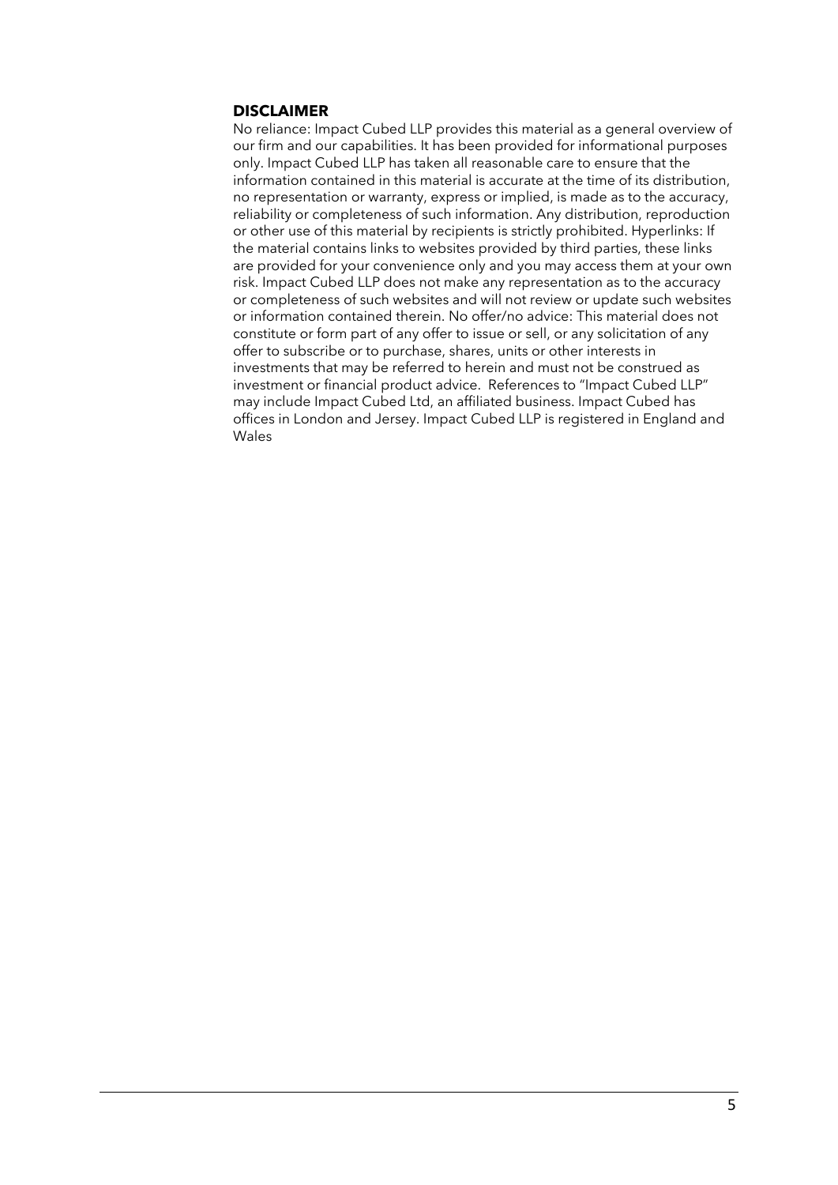## DISCLAIMER

No reliance: Impact Cubed LLP provides this material as a general overview of our firm and our capabilities. It has been provided for informational purposes only. Impact Cubed LLP has taken all reasonable care to ensure that the information contained in this material is accurate at the time of its distribution, no representation or warranty, express or implied, is made as to the accuracy, reliability or completeness of such information. Any distribution, reproduction or other use of this material by recipients is strictly prohibited. Hyperlinks: If the material contains links to websites provided by third parties, these links are provided for your convenience only and you may access them at your own risk. Impact Cubed LLP does not make any representation as to the accuracy or completeness of such websites and will not review or update such websites or information contained therein. No offer/no advice: This material does not constitute or form part of any offer to issue or sell, or any solicitation of any offer to subscribe or to purchase, shares, units or other interests in investments that may be referred to herein and must not be construed as investment or financial product advice. References to "Impact Cubed LLP" may include Impact Cubed Ltd, an affiliated business. Impact Cubed has offices in London and Jersey. Impact Cubed LLP is registered in England and Wales